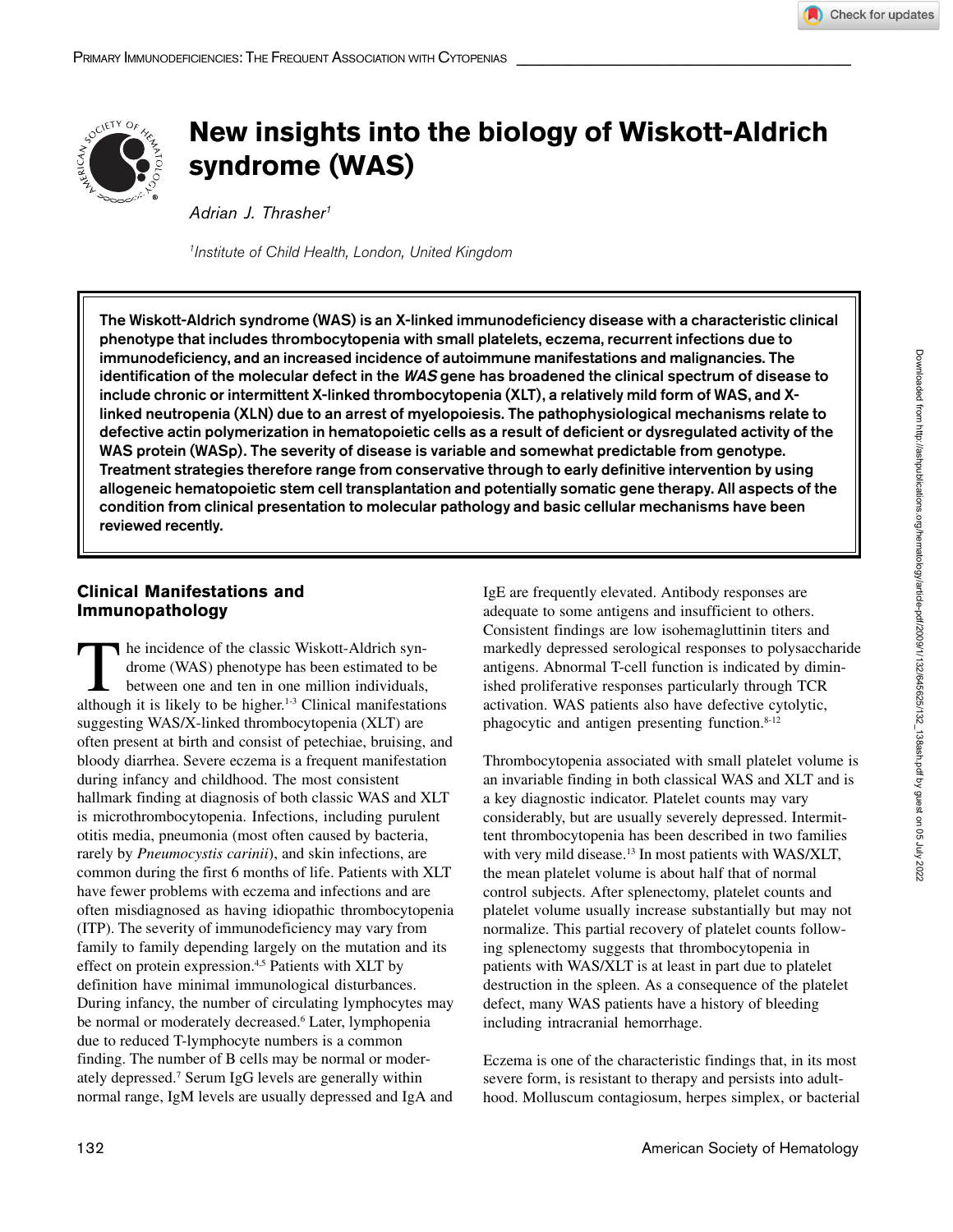# New insights into the biology of Wiskott-Aldrich syndrome (WAS)

*Adrian J. Thrasher*[1]

[1]*Institute of Child Health, London, United Kingdom*

**The Wiskott-Aldrich syndrome (WAS) is an X-linked immunodeficiency disease with a characteristic clinical phenotype that includes thrombocytopenia with small platelets, eczema, recurrent infections due to immunodeficiency, and an increased incidence of autoimmune manifestations and malignancies. The identification of the molecular defect in the *WAS* gene has broadened the clinical spectrum of disease to include chronic or intermittent X-linked thrombocytopenia (XLT), a relatively mild form of WAS, and X-linked neutropenia (XLN) due to an arrest of myelopoiesis. The pathophysiological mechanisms relate to defective actin polymerization in hematopoietic cells as a result of deficient or dysregulated activity of the WAS protein (WASp). The severity of disease is variable and somewhat predictable from genotype. Treatment strategies therefore range from conservative through to early definitive intervention by using allogeneic hematopoietic stem cell transplantation and potentially somatic gene therapy. All aspects of the condition from clinical presentation to molecular pathology and basic cellular mechanisms have been reviewed recently.**

## Clinical Manifestations and Immunopathology

The incidence of the classic Wiskott-Aldrich syndrome (WAS) phenotype has been estimated to be between one and ten in one million individuals, although it is likely to be higher.[1-3] Clinical manifestations suggesting WAS/X-linked thrombocytopenia (XLT) are often present at birth and consist of petechiae, bruising, and bloody diarrhea. Severe eczema is a frequent manifestation during infancy and childhood. The most consistent hallmark finding at diagnosis of both classic WAS and XLT is microthrombocytopenia. Infections, including purulent otitis media, pneumonia (most often caused by bacteria, rarely by *Pneumocystis carinii*), and skin infections, are common during the first 6 months of life. Patients with XLT have fewer problems with eczema and infections and are often misdiagnosed as having idiopathic thrombocytopenia (ITP). The severity of immunodeficiency may vary from family to family depending largely on the mutation and its effect on protein expression.[4,5] Patients with XLT by definition have minimal immunological disturbances. During infancy, the number of circulating lymphocytes may be normal or moderately decreased.[6] Later, lymphopenia due to reduced T-lymphocyte numbers is a common finding. The number of B cells may be normal or moderately depressed.[7] Serum IgG levels are generally within normal range, IgM levels are usually depressed and IgA and IgE are frequently elevated. Antibody responses are adequate to some antigens and insufficient to others. Consistent findings are low isohemagluttinin titers and markedly depressed serological responses to polysaccharide antigens. Abnormal T-cell function is indicated by diminished proliferative responses particularly through TCR activation. WAS patients also have defective cytolytic, phagocytic and antigen presenting function.[8-12]

Thrombocytopenia associated with small platelet volume is an invariable finding in both classical WAS and XLT and is a key diagnostic indicator. Platelet counts may vary considerably, but are usually severely depressed. Intermittent thrombocytopenia has been described in two families with very mild disease.[13] In most patients with WAS/XLT, the mean platelet volume is about half that of normal control subjects. After splenectomy, platelet counts and platelet volume usually increase substantially but may not normalize. This partial recovery of platelet counts following splenectomy suggests that thrombocytopenia in patients with WAS/XLT is at least in part due to platelet destruction in the spleen. As a consequence of the platelet defect, many WAS patients have a history of bleeding including intracranial hemorrhage.

Eczema is one of the characteristic findings that, in its most severe form, is resistant to therapy and persists into adulthood. Molluscum contagiosum, herpes simplex, or bacterial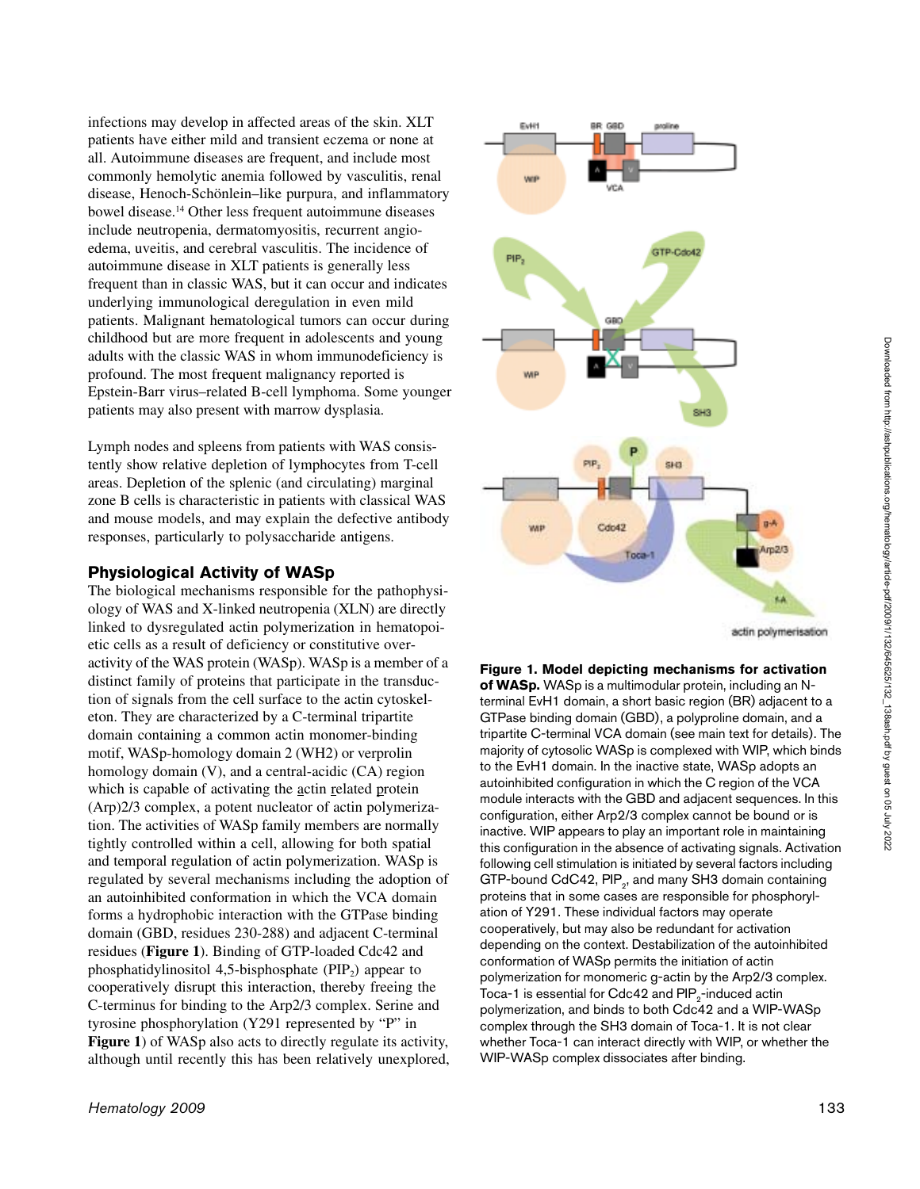infections may develop in affected areas of the skin. XLT patients have either mild and transient eczema or none at all. Autoimmune diseases are frequent, and include most commonly hemolytic anemia followed by vasculitis, renal disease, Henoch-Schönlein–like purpura, and inflammatory bowel disease.[14] Other less frequent autoimmune diseases include neutropenia, dermatomyositis, recurrent angioedema, uveitis, and cerebral vasculitis. The incidence of autoimmune disease in XLT patients is generally less frequent than in classic WAS, but it can occur and indicates underlying immunological deregulation in even mild patients. Malignant hematological tumors can occur during childhood but are more frequent in adolescents and young adults with the classic WAS in whom immunodeficiency is profound. The most frequent malignancy reported is Epstein-Barr virus–related B-cell lymphoma. Some younger patients may also present with marrow dysplasia.

Lymph nodes and spleens from patients with WAS consistently show relative depletion of lymphocytes from T-cell areas. Depletion of the splenic (and circulating) marginal zone B cells is characteristic in patients with classical WAS and mouse models, and may explain the defective antibody responses, particularly to polysaccharide antigens.

## Physiological Activity of WASp

The biological mechanisms responsible for the pathophysiology of WAS and X-linked neutropenia (XLN) are directly linked to dysregulated actin polymerization in hematopoietic cells as a result of deficiency or constitutive overactivity of the WAS protein (WASp). WASp is a member of a distinct family of proteins that participate in the transduction of signals from the cell surface to the actin cytoskeleton. They are characterized by a C-terminal tripartite domain containing a common actin monomer-binding motif, WASp-homology domain 2 (WH2) or verprolin homology domain (V), and a central-acidic (CA) region which is capable of activating the actin related protein (Arp)2/3 complex, a potent nucleator of actin polymerization. The activities of WASp family members are normally tightly controlled within a cell, allowing for both spatial and temporal regulation of actin polymerization. WASp is regulated by several mechanisms including the adoption of an autoinhibited conformation in which the VCA domain forms a hydrophobic interaction with the GTPase binding domain (GBD, residues 230-288) and adjacent C-terminal residues (**Figure 1**). Binding of GTP-loaded Cdc42 and phosphatidylinositol 4,5-bisphosphate ($PIP_2$) appear to cooperatively disrupt this interaction, thereby freeing the C-terminus for binding to the Arp2/3 complex. Serine and tyrosine phosphorylation (Y291 represented by "P" in **Figure 1**) of WASp also acts to directly regulate its activity, although until recently this has been relatively unexplored,

EvH1
BR GBD
proline
WIP
A
V
VCA
$PIP_2$
GTP-Cdc42
GBD
WIP
A
V
SH3
P
$PIP_2$
SH3
WIP
Cdc42
Toca-1
g-A
Arp2/3
f-A
actin polymerisation

**Figure 1. Model depicting mechanisms for activation of WASp.** WASp is a multimodular protein, including an N-terminal EvH1 domain, a short basic region (BR) adjacent to a GTPase binding domain (GBD), a polyproline domain, and a tripartite C-terminal VCA domain (see main text for details). The majority of cytosolic WASp is complexed with WIP, which binds to the EvH1 domain. In the inactive state, WASp adopts an autoinhibited configuration in which the C region of the VCA module interacts with the GBD and adjacent sequences. In this configuration, either Arp2/3 complex cannot be bound or is inactive. WIP appears to play an important role in maintaining this configuration in the absence of activating signals. Activation following cell stimulation is initiated by several factors including GTP-bound CdC42, $PIP_2$, and many SH3 domain containing proteins that in some cases are responsible for phosphorylation of Y291. These individual factors may operate cooperatively, but may also be redundant for activation depending on the context. Destabilization of the autoinhibited conformation of WASp permits the initiation of actin polymerization for monomeric g-actin by the Arp2/3 complex. Toca-1 is essential for Cdc42 and $PIP_2$-induced actin polymerization, and binds to both Cdc42 and a WIP-WASp complex through the SH3 domain of Toca-1. It is not clear whether Toca-1 can interact directly with WIP, or whether the WIP-WASp complex dissociates after binding.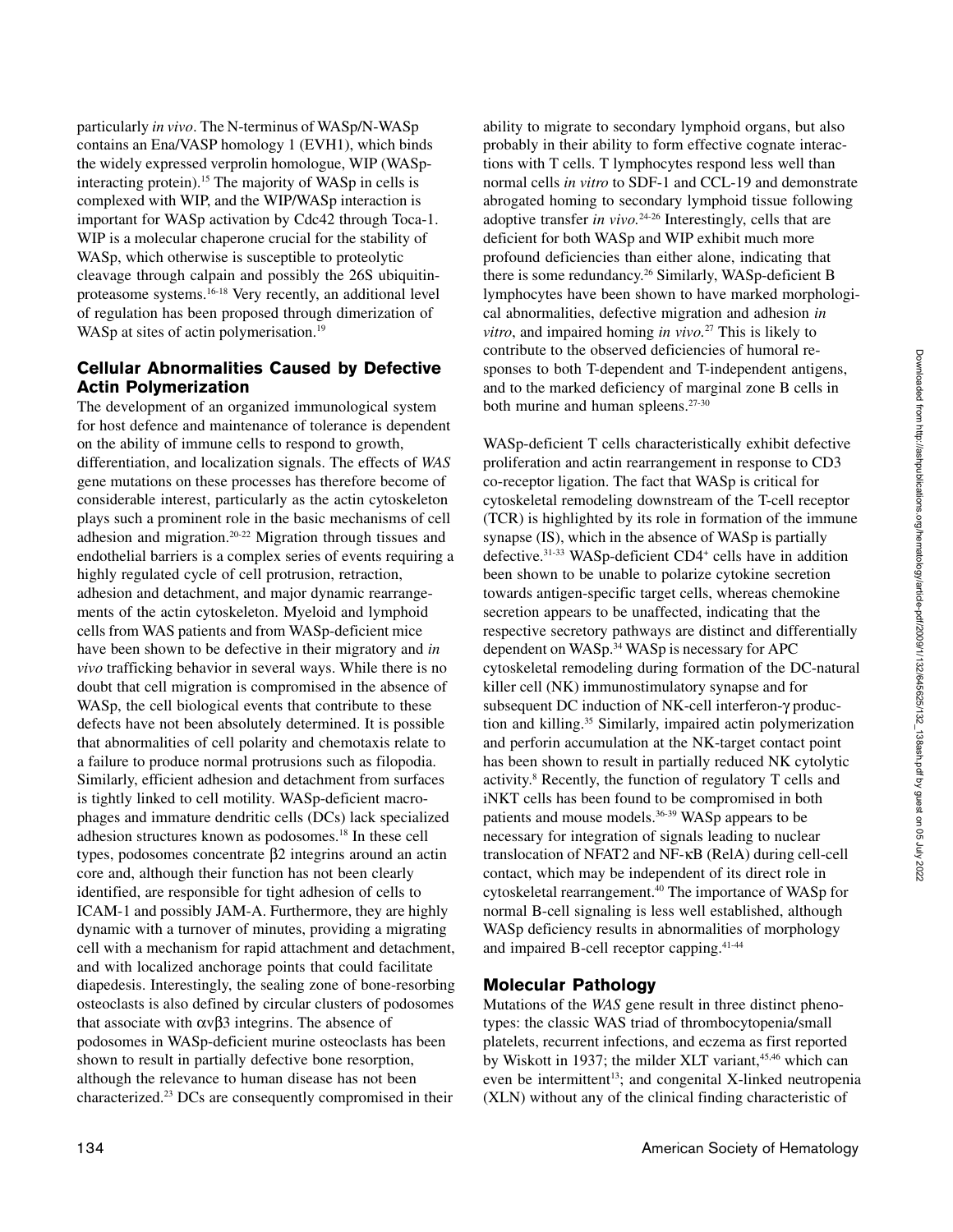particularly *in vivo*. The N-terminus of WASp/N-WASp contains an Ena/VASP homology 1 (EVH1), which binds the widely expressed verprolin homologue, WIP (WASp-interacting protein).[15] The majority of WASp in cells is complexed with WIP, and the WIP/WASp interaction is important for WASp activation by Cdc42 through Toca-1. WIP is a molecular chaperone crucial for the stability of WASp, which otherwise is susceptible to proteolytic cleavage through calpain and possibly the 26S ubiquitin-proteasome systems.[16-18] Very recently, an additional level of regulation has been proposed through dimerization of WASp at sites of actin polymerisation.[19]

## Cellular Abnormalities Caused by Defective Actin Polymerization

The development of an organized immunological system for host defence and maintenance of tolerance is dependent on the ability of immune cells to respond to growth, differentiation, and localization signals. The effects of *WAS* gene mutations on these processes has therefore become of considerable interest, particularly as the actin cytoskeleton plays such a prominent role in the basic mechanisms of cell adhesion and migration.[20-22] Migration through tissues and endothelial barriers is a complex series of events requiring a highly regulated cycle of cell protrusion, retraction, adhesion and detachment, and major dynamic rearrangements of the actin cytoskeleton. Myeloid and lymphoid cells from WAS patients and from WASp-deficient mice have been shown to be defective in their migratory and *in vivo* trafficking behavior in several ways. While there is no doubt that cell migration is compromised in the absence of WASp, the cell biological events that contribute to these defects have not been absolutely determined. It is possible that abnormalities of cell polarity and chemotaxis relate to a failure to produce normal protrusions such as filopodia. Similarly, efficient adhesion and detachment from surfaces is tightly linked to cell motility. WASp-deficient macrophages and immature dendritic cells (DCs) lack specialized adhesion structures known as podosomes.[18] In these cell types, podosomes concentrate $\beta 2$ integrins around an actin core and, although their function has not been clearly identified, are responsible for tight adhesion of cells to ICAM-1 and possibly JAM-A. Furthermore, they are highly dynamic with a turnover of minutes, providing a migrating cell with a mechanism for rapid attachment and detachment, and with localized anchorage points that could facilitate diapedesis. Interestingly, the sealing zone of bone-resorbing osteoclasts is also defined by circular clusters of podosomes that associate with $\alpha v\beta 3$ integrins. The absence of podosomes in WASp-deficient murine osteoclasts has been shown to result in partially defective bone resorption, although the relevance to human disease has not been characterized.[23] DCs are consequently compromised in their ability to migrate to secondary lymphoid organs, but also probably in their ability to form effective cognate interactions with T cells. T lymphocytes respond less well than normal cells *in vitro* to SDF-1 and CCL-19 and demonstrate abrogated homing to secondary lymphoid tissue following adoptive transfer *in vivo*.[24-26] Interestingly, cells that are deficient for both WASp and WIP exhibit much more profound deficiencies than either alone, indicating that there is some redundancy.[26] Similarly, WASp-deficient B lymphocytes have been shown to have marked morphological abnormalities, defective migration and adhesion *in vitro*, and impaired homing *in vivo*.[27] This is likely to contribute to the observed deficiencies of humoral responses to both T-dependent and T-independent antigens, and to the marked deficiency of marginal zone B cells in both murine and human spleens.[27-30]

WASp-deficient T cells characteristically exhibit defective proliferation and actin rearrangement in response to CD3 co-receptor ligation. The fact that WASp is critical for cytoskeletal remodeling downstream of the T-cell receptor (TCR) is highlighted by its role in formation of the immune synapse (IS), which in the absence of WASp is partially defective.[31-33] WASp-deficient $CD4^+$ cells have in addition been shown to be unable to polarize cytokine secretion towards antigen-specific target cells, whereas chemokine secretion appears to be unaffected, indicating that the respective secretory pathways are distinct and differentially dependent on WASp.[34] WASp is necessary for APC cytoskeletal remodeling during formation of the DC-natural killer cell (NK) immunostimulatory synapse and for subsequent DC induction of NK-cell interferon-$\gamma$ production and killing.[35] Similarly, impaired actin polymerization and perforin accumulation at the NK-target contact point has been shown to result in partially reduced NK cytolytic activity.[8] Recently, the function of regulatory T cells and iNKT cells has been found to be compromised in both patients and mouse models.[36-39] WASp appears to be necessary for integration of signals leading to nuclear translocation of NFAT2 and NF-$\kappa$B (RelA) during cell-cell contact, which may be independent of its direct role in cytoskeletal rearrangement.[40] The importance of WASp for normal B-cell signaling is less well established, although WASp deficiency results in abnormalities of morphology and impaired B-cell receptor capping.[41-44]

## Molecular Pathology

Mutations of the *WAS* gene result in three distinct phenotypes: the classic WAS triad of thrombocytopenia/small platelets, recurrent infections, and eczema as first reported by Wiskott in 1937; the milder XLT variant,[45,46] which can even be intermittent[13]; and congenital X-linked neutropenia (XLN) without any of the clinical finding characteristic of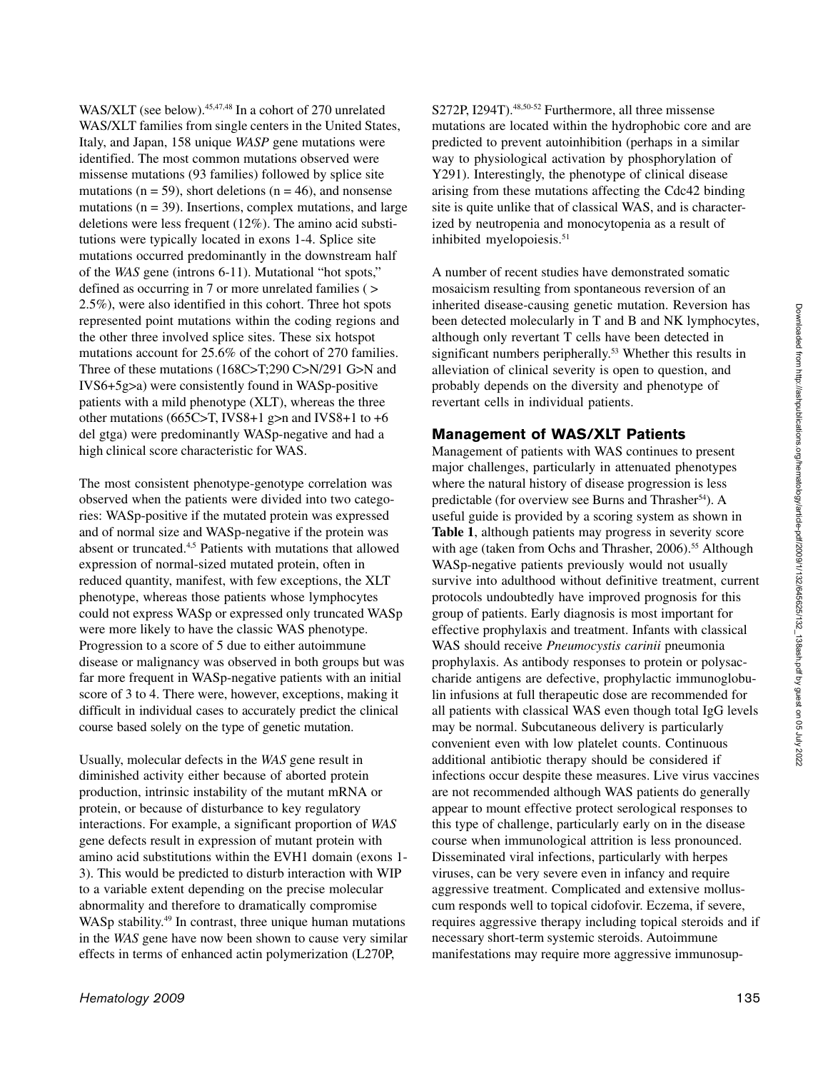WAS/XLT (see below).[45,47,48] In a cohort of 270 unrelated WAS/XLT families from single centers in the United States, Italy, and Japan, 158 unique *WASP* gene mutations were identified. The most common mutations observed were missense mutations (93 families) followed by splice site mutations (n = 59), short deletions (n = 46), and nonsense mutations (n = 39). Insertions, complex mutations, and large deletions were less frequent (12%). The amino acid substitutions were typically located in exons 1-4. Splice site mutations occurred predominantly in the downstream half of the *WAS* gene (introns 6-11). Mutational "hot spots," defined as occurring in 7 or more unrelated families ( > 2.5%), were also identified in this cohort. Three hot spots represented point mutations within the coding regions and the other three involved splice sites. These six hotspot mutations account for 25.6% of the cohort of 270 families. Three of these mutations (168C>T;290 C>N/291 G>N and IVS6+5g>a) were consistently found in WASp-positive patients with a mild phenotype (XLT), whereas the three other mutations (665C>T, IVS8+1 g>n and IVS8+1 to +6 del gtga) were predominantly WASp-negative and had a high clinical score characteristic for WAS.

The most consistent phenotype-genotype correlation was observed when the patients were divided into two categories: WASp-positive if the mutated protein was expressed and of normal size and WASp-negative if the protein was absent or truncated.[4,5] Patients with mutations that allowed expression of normal-sized mutated protein, often in reduced quantity, manifest, with few exceptions, the XLT phenotype, whereas those patients whose lymphocytes could not express WASp or expressed only truncated WASp were more likely to have the classic WAS phenotype. Progression to a score of 5 due to either autoimmune disease or malignancy was observed in both groups but was far more frequent in WASp-negative patients with an initial score of 3 to 4. There were, however, exceptions, making it difficult in individual cases to accurately predict the clinical course based solely on the type of genetic mutation.

Usually, molecular defects in the *WAS* gene result in diminished activity either because of aborted protein production, intrinsic instability of the mutant mRNA or protein, or because of disturbance to key regulatory interactions. For example, a significant proportion of *WAS* gene defects result in expression of mutant protein with amino acid substitutions within the EVH1 domain (exons 1-3). This would be predicted to disturb interaction with WIP to a variable extent depending on the precise molecular abnormality and therefore to dramatically compromise WASp stability.[49] In contrast, three unique human mutations in the *WAS* gene have now been shown to cause very similar effects in terms of enhanced actin polymerization (L270P, S272P, I294T).[48,50-52] Furthermore, all three missense mutations are located within the hydrophobic core and are predicted to prevent autoinhibition (perhaps in a similar way to physiological activation by phosphorylation of Y291). Interestingly, the phenotype of clinical disease arising from these mutations affecting the Cdc42 binding site is quite unlike that of classical WAS, and is characterized by neutropenia and monocytopenia as a result of inhibited myelopoiesis.[51]

A number of recent studies have demonstrated somatic mosaicism resulting from spontaneous reversion of an inherited disease-causing genetic mutation. Reversion has been detected molecularly in T and B and NK lymphocytes, although only revertant T cells have been detected in significant numbers peripherally.[53] Whether this results in alleviation of clinical severity is open to question, and probably depends on the diversity and phenotype of revertant cells in individual patients.

## Management of WAS/XLT Patients

Management of patients with WAS continues to present major challenges, particularly in attenuated phenotypes where the natural history of disease progression is less predictable (for overview see Burns and Thrasher[54]). A useful guide is provided by a scoring system as shown in **Table 1**, although patients may progress in severity score with age (taken from Ochs and Thrasher, 2006).[55] Although WASp-negative patients previously would not usually survive into adulthood without definitive treatment, current protocols undoubtedly have improved prognosis for this group of patients. Early diagnosis is most important for effective prophylaxis and treatment. Infants with classical WAS should receive *Pneumocystis carinii* pneumonia prophylaxis. As antibody responses to protein or polysaccharide antigens are defective, prophylactic immunoglobulin infusions at full therapeutic dose are recommended for all patients with classical WAS even though total IgG levels may be normal. Subcutaneous delivery is particularly convenient even with low platelet counts. Continuous additional antibiotic therapy should be considered if infections occur despite these measures. Live virus vaccines are not recommended although WAS patients do generally appear to mount effective protect serological responses to this type of challenge, particularly early on in the disease course when immunological attrition is less pronounced. Disseminated viral infections, particularly with herpes viruses, can be very severe even in infancy and require aggressive treatment. Complicated and extensive molluscum responds well to topical cidofovir. Eczema, if severe, requires aggressive therapy including topical steroids and if necessary short-term systemic steroids. Autoimmune manifestations may require more aggressive immunosup-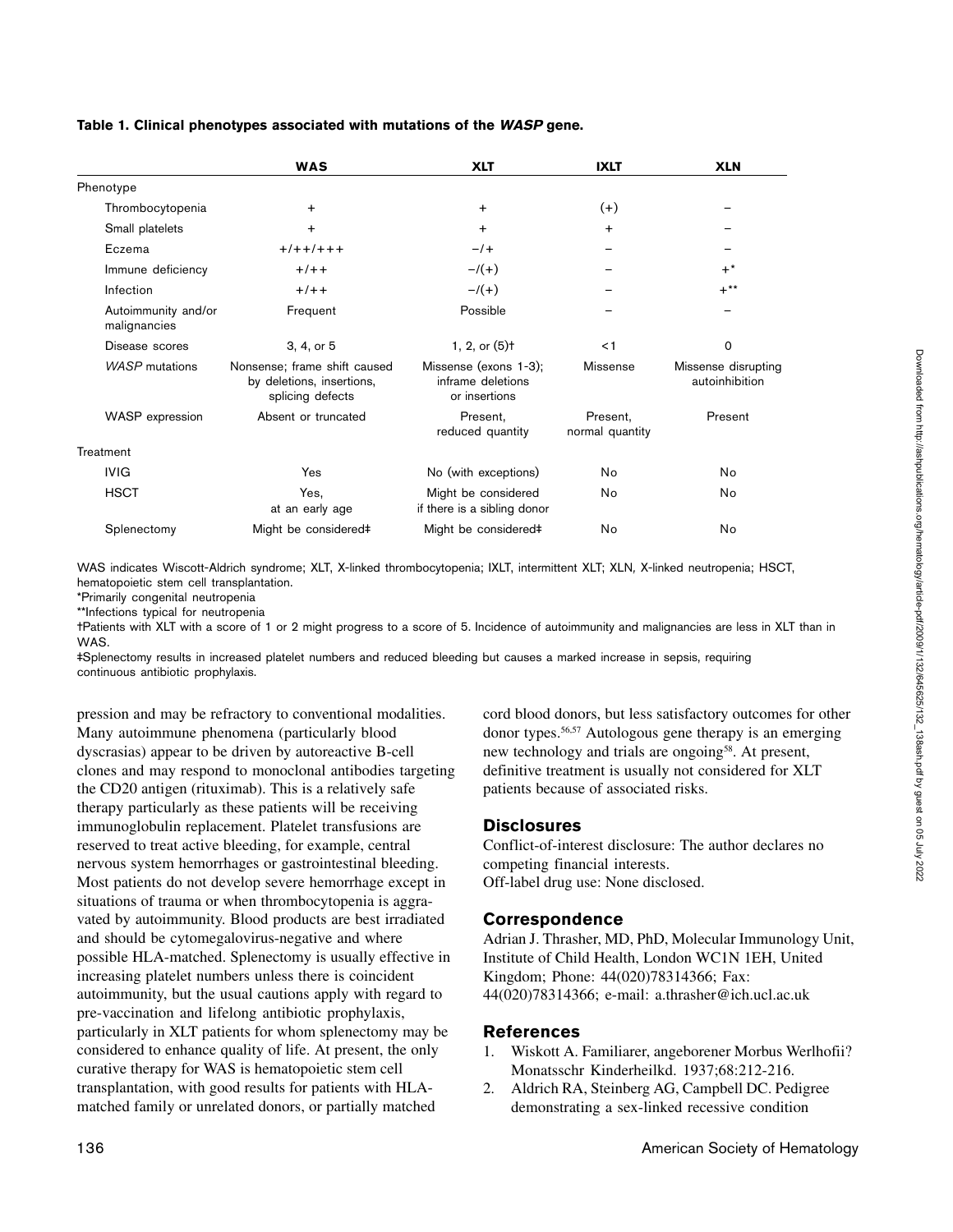**Table 1. Clinical phenotypes associated with mutations of the *WASP* gene.**

| | WAS | XLT | IXLT | XLN |
|---|---|---|---|---|
| Phenotype | | | | |
| Thrombocytopenia | + | + | (+) | – |
| Small platelets | + | + | + | – |
| Eczema | +/++/+++ | –/+ | – | – |
| Immune deficiency | +/++ | –/(+) | – | +* |
| Infection | +/++ | –/(+) | – | +** |
| Autoimmunity and/or malignancies | Frequent | Possible | – | – |
| Disease scores | 3, 4, or 5 | 1, 2, or (5)† | <1 | 0 |
| *WASP* mutations | Nonsense; frame shift caused by deletions, insertions, splicing defects | Missense (exons 1-3); inframe deletions or insertions | Missense | Missense disrupting autoinhibition |
| WASP expression | Absent or truncated | Present, reduced quantity | Present, normal quantity | Present |
| Treatment | | | | |
| IVIG | Yes | No (with exceptions) | No | No |
| HSCT | Yes, at an early age | Might be considered if there is a sibling donor | No | No |
| Splenectomy | Might be considered‡ | Might be considered‡ | No | No |

WAS indicates Wiscott-Aldrich syndrome; XLT, X-linked thrombocytopenia; IXLT, intermittent XLT; XLN, X-linked neutropenia; HSCT, hematopoietic stem cell transplantation.

*Primarily congenital neutropenia

**Infections typical for neutropenia

†Patients with XLT with a score of 1 or 2 might progress to a score of 5. Incidence of autoimmunity and malignancies are less in XLT than in WAS.

‡Splenectomy results in increased platelet numbers and reduced bleeding but causes a marked increase in sepsis, requiring continuous antibiotic prophylaxis.

pression and may be refractory to conventional modalities. Many autoimmune phenomena (particularly blood dyscrasias) appear to be driven by autoreactive B-cell clones and may respond to monoclonal antibodies targeting the CD20 antigen (rituximab). This is a relatively safe therapy particularly as these patients will be receiving immunoglobulin replacement. Platelet transfusions are reserved to treat active bleeding, for example, central nervous system hemorrhages or gastrointestinal bleeding. Most patients do not develop severe hemorrhage except in situations of trauma or when thrombocytopenia is aggravated by autoimmunity. Blood products are best irradiated and should be cytomegalovirus-negative and where possible HLA-matched. Splenectomy is usually effective in increasing platelet numbers unless there is coincident autoimmunity, but the usual cautions apply with regard to pre-vaccination and lifelong antibiotic prophylaxis, particularly in XLT patients for whom splenectomy may be considered to enhance quality of life. At present, the only curative therapy for WAS is hematopoietic stem cell transplantation, with good results for patients with HLA-matched family or unrelated donors, or partially matched cord blood donors, but less satisfactory outcomes for other donor types.[56,57] Autologous gene therapy is an emerging new technology and trials are ongoing[58]. At present, definitive treatment is usually not considered for XLT patients because of associated risks.

## Disclosures

Conflict-of-interest disclosure: The author declares no competing financial interests.
Off-label drug use: None disclosed.

## Correspondence

Adrian J. Thrasher, MD, PhD, Molecular Immunology Unit, Institute of Child Health, London WC1N 1EH, United Kingdom; Phone: 44(020)78314366; Fax: 44(020)78314366; e-mail: a.thrasher@ich.ucl.ac.uk

## References

1. Wiskott A. Familiarer, angeborener Morbus Werlhofii? Monatsschr Kinderheilkd. 1937;68:212-216.
2. Aldrich RA, Steinberg AG, Campbell DC. Pedigree demonstrating a sex-linked recessive condition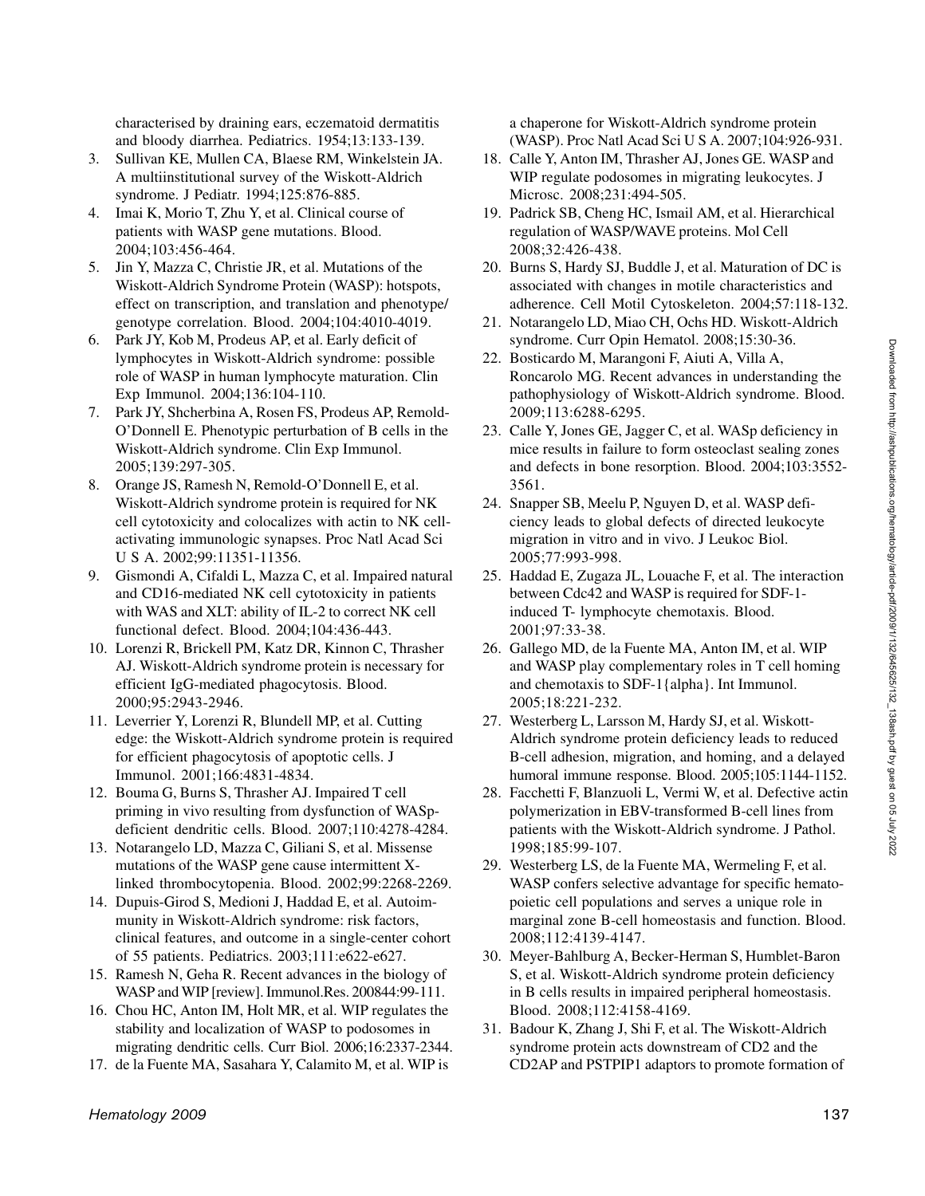characterised by draining ears, eczematoid dermatitis and bloody diarrhea. Pediatrics. 1954;13:133-139.

3. Sullivan KE, Mullen CA, Blaese RM, Winkelstein JA. A multiinstitutional survey of the Wiskott-Aldrich syndrome. J Pediatr. 1994;125:876-885.
4. Imai K, Morio T, Zhu Y, et al. Clinical course of patients with WASP gene mutations. Blood. 2004;103:456-464.
5. Jin Y, Mazza C, Christie JR, et al. Mutations of the Wiskott-Aldrich Syndrome Protein (WASP): hotspots, effect on transcription, and translation and phenotype/genotype correlation. Blood. 2004;104:4010-4019.
6. Park JY, Kob M, Prodeus AP, et al. Early deficit of lymphocytes in Wiskott-Aldrich syndrome: possible role of WASP in human lymphocyte maturation. Clin Exp Immunol. 2004;136:104-110.
7. Park JY, Shcherbina A, Rosen FS, Prodeus AP, Remold-O'Donnell E. Phenotypic perturbation of B cells in the Wiskott-Aldrich syndrome. Clin Exp Immunol. 2005;139:297-305.
8. Orange JS, Ramesh N, Remold-O'Donnell E, et al. Wiskott-Aldrich syndrome protein is required for NK cell cytotoxicity and colocalizes with actin to NK cell-activating immunologic synapses. Proc Natl Acad Sci U S A. 2002;99:11351-11356.
9. Gismondi A, Cifaldi L, Mazza C, et al. Impaired natural and CD16-mediated NK cell cytotoxicity in patients with WAS and XLT: ability of IL-2 to correct NK cell functional defect. Blood. 2004;104:436-443.
10. Lorenzi R, Brickell PM, Katz DR, Kinnon C, Thrasher AJ. Wiskott-Aldrich syndrome protein is necessary for efficient IgG-mediated phagocytosis. Blood. 2000;95:2943-2946.
11. Leverrier Y, Lorenzi R, Blundell MP, et al. Cutting edge: the Wiskott-Aldrich syndrome protein is required for efficient phagocytosis of apoptotic cells. J Immunol. 2001;166:4831-4834.
12. Bouma G, Burns S, Thrasher AJ. Impaired T cell priming in vivo resulting from dysfunction of WASp-deficient dendritic cells. Blood. 2007;110:4278-4284.
13. Notarangelo LD, Mazza C, Giliani S, et al. Missense mutations of the WASP gene cause intermittent X-linked thrombocytopenia. Blood. 2002;99:2268-2269.
14. Dupuis-Girod S, Medioni J, Haddad E, et al. Autoimmunity in Wiskott-Aldrich syndrome: risk factors, clinical features, and outcome in a single-center cohort of 55 patients. Pediatrics. 2003;111:e622-e627.
15. Ramesh N, Geha R. Recent advances in the biology of WASP and WIP [review]. Immunol.Res. 200844:99-111.
16. Chou HC, Anton IM, Holt MR, et al. WIP regulates the stability and localization of WASP to podosomes in migrating dendritic cells. Curr Biol. 2006;16:2337-2344.
17. de la Fuente MA, Sasahara Y, Calamito M, et al. WIP is a chaperone for Wiskott-Aldrich syndrome protein (WASP). Proc Natl Acad Sci U S A. 2007;104:926-931.
18. Calle Y, Anton IM, Thrasher AJ, Jones GE. WASP and WIP regulate podosomes in migrating leukocytes. J Microsc. 2008;231:494-505.
19. Padrick SB, Cheng HC, Ismail AM, et al. Hierarchical regulation of WASP/WAVE proteins. Mol Cell 2008;32:426-438.
20. Burns S, Hardy SJ, Buddle J, et al. Maturation of DC is associated with changes in motile characteristics and adherence. Cell Motil Cytoskeleton. 2004;57:118-132.
21. Notarangelo LD, Miao CH, Ochs HD. Wiskott-Aldrich syndrome. Curr Opin Hematol. 2008;15:30-36.
22. Bosticardo M, Marangoni F, Aiuti A, Villa A, Roncarolo MG. Recent advances in understanding the pathophysiology of Wiskott-Aldrich syndrome. Blood. 2009;113:6288-6295.
23. Calle Y, Jones GE, Jagger C, et al. WASp deficiency in mice results in failure to form osteoclast sealing zones and defects in bone resorption. Blood. 2004;103:3552-3561.
24. Snapper SB, Meelu P, Nguyen D, et al. WASP deficiency leads to global defects of directed leukocyte migration in vitro and in vivo. J Leukoc Biol. 2005;77:993-998.
25. Haddad E, Zugaza JL, Louache F, et al. The interaction between Cdc42 and WASP is required for SDF-1-induced T- lymphocyte chemotaxis. Blood. 2001;97:33-38.
26. Gallego MD, de la Fuente MA, Anton IM, et al. WIP and WASP play complementary roles in T cell homing and chemotaxis to SDF-1{alpha}. Int Immunol. 2005;18:221-232.
27. Westerberg L, Larsson M, Hardy SJ, et al. Wiskott-Aldrich syndrome protein deficiency leads to reduced B-cell adhesion, migration, and homing, and a delayed humoral immune response. Blood. 2005;105:1144-1152.
28. Facchetti F, Blanzuoli L, Vermi W, et al. Defective actin polymerization in EBV-transformed B-cell lines from patients with the Wiskott-Aldrich syndrome. J Pathol. 1998;185:99-107.
29. Westerberg LS, de la Fuente MA, Wermeling F, et al. WASP confers selective advantage for specific hematopoietic cell populations and serves a unique role in marginal zone B-cell homeostasis and function. Blood. 2008;112:4139-4147.
30. Meyer-Bahlburg A, Becker-Herman S, Humblet-Baron S, et al. Wiskott-Aldrich syndrome protein deficiency in B cells results in impaired peripheral homeostasis. Blood. 2008;112:4158-4169.
31. Badour K, Zhang J, Shi F, et al. The Wiskott-Aldrich syndrome protein acts downstream of CD2 and the CD2AP and PSTPIP1 adaptors to promote formation of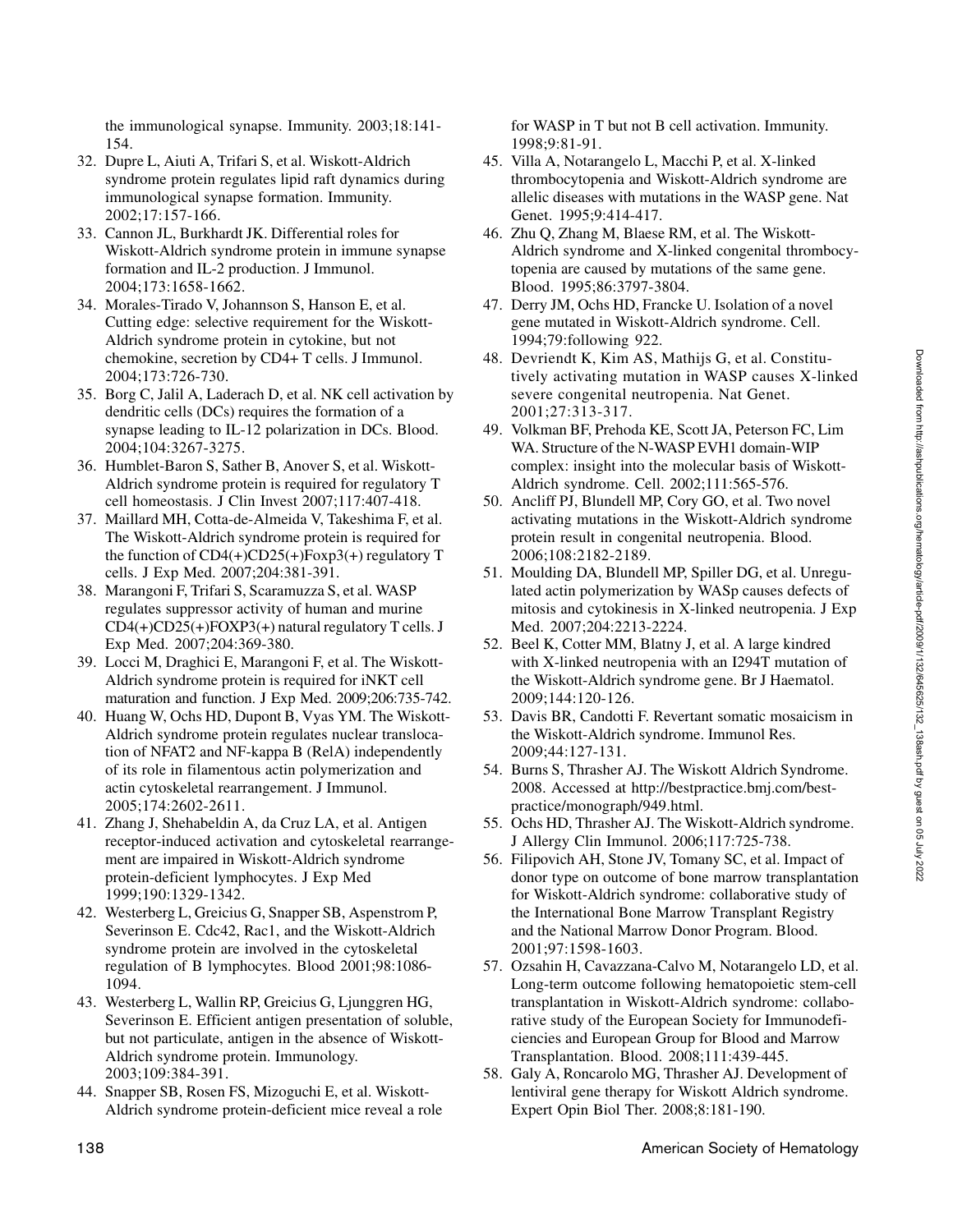the immunological synapse. Immunity. 2003;18:141-154.

32. Dupre L, Aiuti A, Trifari S, et al. Wiskott-Aldrich syndrome protein regulates lipid raft dynamics during immunological synapse formation. Immunity. 2002;17:157-166.
33. Cannon JL, Burkhardt JK. Differential roles for Wiskott-Aldrich syndrome protein in immune synapse formation and IL-2 production. J Immunol. 2004;173:1658-1662.
34. Morales-Tirado V, Johannson S, Hanson E, et al. Cutting edge: selective requirement for the Wiskott-Aldrich syndrome protein in cytokine, but not chemokine, secretion by CD4+ T cells. J Immunol. 2004;173:726-730.
35. Borg C, Jalil A, Laderach D, et al. NK cell activation by dendritic cells (DCs) requires the formation of a synapse leading to IL-12 polarization in DCs. Blood. 2004;104:3267-3275.
36. Humblet-Baron S, Sather B, Anover S, et al. Wiskott-Aldrich syndrome protein is required for regulatory T cell homeostasis. J Clin Invest 2007;117:407-418.
37. Maillard MH, Cotta-de-Almeida V, Takeshima F, et al. The Wiskott-Aldrich syndrome protein is required for the function of CD4(+)CD25(+)Foxp3(+) regulatory T cells. J Exp Med. 2007;204:381-391.
38. Marangoni F, Trifari S, Scaramuzza S, et al. WASP regulates suppressor activity of human and murine CD4(+)CD25(+)FOXP3(+) natural regulatory T cells. J Exp Med. 2007;204:369-380.
39. Locci M, Draghici E, Marangoni F, et al. The Wiskott-Aldrich syndrome protein is required for iNKT cell maturation and function. J Exp Med. 2009;206:735-742.
40. Huang W, Ochs HD, Dupont B, Vyas YM. The Wiskott-Aldrich syndrome protein regulates nuclear translocation of NFAT2 and NF-kappa B (RelA) independently of its role in filamentous actin polymerization and actin cytoskeletal rearrangement. J Immunol. 2005;174:2602-2611.
41. Zhang J, Shehabeldin A, da Cruz LA, et al. Antigen receptor-induced activation and cytoskeletal rearrangement are impaired in Wiskott-Aldrich syndrome protein-deficient lymphocytes. J Exp Med 1999;190:1329-1342.
42. Westerberg L, Greicius G, Snapper SB, Aspenstrom P, Severinson E. Cdc42, Rac1, and the Wiskott-Aldrich syndrome protein are involved in the cytoskeletal regulation of B lymphocytes. Blood 2001;98:1086-1094.
43. Westerberg L, Wallin RP, Greicius G, Ljunggren HG, Severinson E. Efficient antigen presentation of soluble, but not particulate, antigen in the absence of Wiskott-Aldrich syndrome protein. Immunology. 2003;109:384-391.
44. Snapper SB, Rosen FS, Mizoguchi E, et al. Wiskott-Aldrich syndrome protein-deficient mice reveal a role for WASP in T but not B cell activation. Immunity. 1998;9:81-91.
45. Villa A, Notarangelo L, Macchi P, et al. X-linked thrombocytopenia and Wiskott-Aldrich syndrome are allelic diseases with mutations in the WASP gene. Nat Genet. 1995;9:414-417.
46. Zhu Q, Zhang M, Blaese RM, et al. The Wiskott-Aldrich syndrome and X-linked congenital thrombocytopenia are caused by mutations of the same gene. Blood. 1995;86:3797-3804.
47. Derry JM, Ochs HD, Francke U. Isolation of a novel gene mutated in Wiskott-Aldrich syndrome. Cell. 1994;79:following 922.
48. Devriendt K, Kim AS, Mathijs G, et al. Constitutively activating mutation in WASP causes X-linked severe congenital neutropenia. Nat Genet. 2001;27:313-317.
49. Volkman BF, Prehoda KE, Scott JA, Peterson FC, Lim WA. Structure of the N-WASP EVH1 domain-WIP complex: insight into the molecular basis of Wiskott-Aldrich syndrome. Cell. 2002;111:565-576.
50. Ancliff PJ, Blundell MP, Cory GO, et al. Two novel activating mutations in the Wiskott-Aldrich syndrome protein result in congenital neutropenia. Blood. 2006;108:2182-2189.
51. Moulding DA, Blundell MP, Spiller DG, et al. Unregulated actin polymerization by WASp causes defects of mitosis and cytokinesis in X-linked neutropenia. J Exp Med. 2007;204:2213-2224.
52. Beel K, Cotter MM, Blatny J, et al. A large kindred with X-linked neutropenia with an I294T mutation of the Wiskott-Aldrich syndrome gene. Br J Haematol. 2009;144:120-126.
53. Davis BR, Candotti F. Revertant somatic mosaicism in the Wiskott-Aldrich syndrome. Immunol Res. 2009;44:127-131.
54. Burns S, Thrasher AJ. The Wiskott Aldrich Syndrome. 2008. Accessed at http://bestpractice.bmj.com/best-practice/monograph/949.html.
55. Ochs HD, Thrasher AJ. The Wiskott-Aldrich syndrome. J Allergy Clin Immunol. 2006;117:725-738.
56. Filipovich AH, Stone JV, Tomany SC, et al. Impact of donor type on outcome of bone marrow transplantation for Wiskott-Aldrich syndrome: collaborative study of the International Bone Marrow Transplant Registry and the National Marrow Donor Program. Blood. 2001;97:1598-1603.
57. Ozsahin H, Cavazzana-Calvo M, Notarangelo LD, et al. Long-term outcome following hematopoietic stem-cell transplantation in Wiskott-Aldrich syndrome: collaborative study of the European Society for Immunodeficiencies and European Group for Blood and Marrow Transplantation. Blood. 2008;111:439-445.
58. Galy A, Roncarolo MG, Thrasher AJ. Development of lentiviral gene therapy for Wiskott Aldrich syndrome. Expert Opin Biol Ther. 2008;8:181-190.